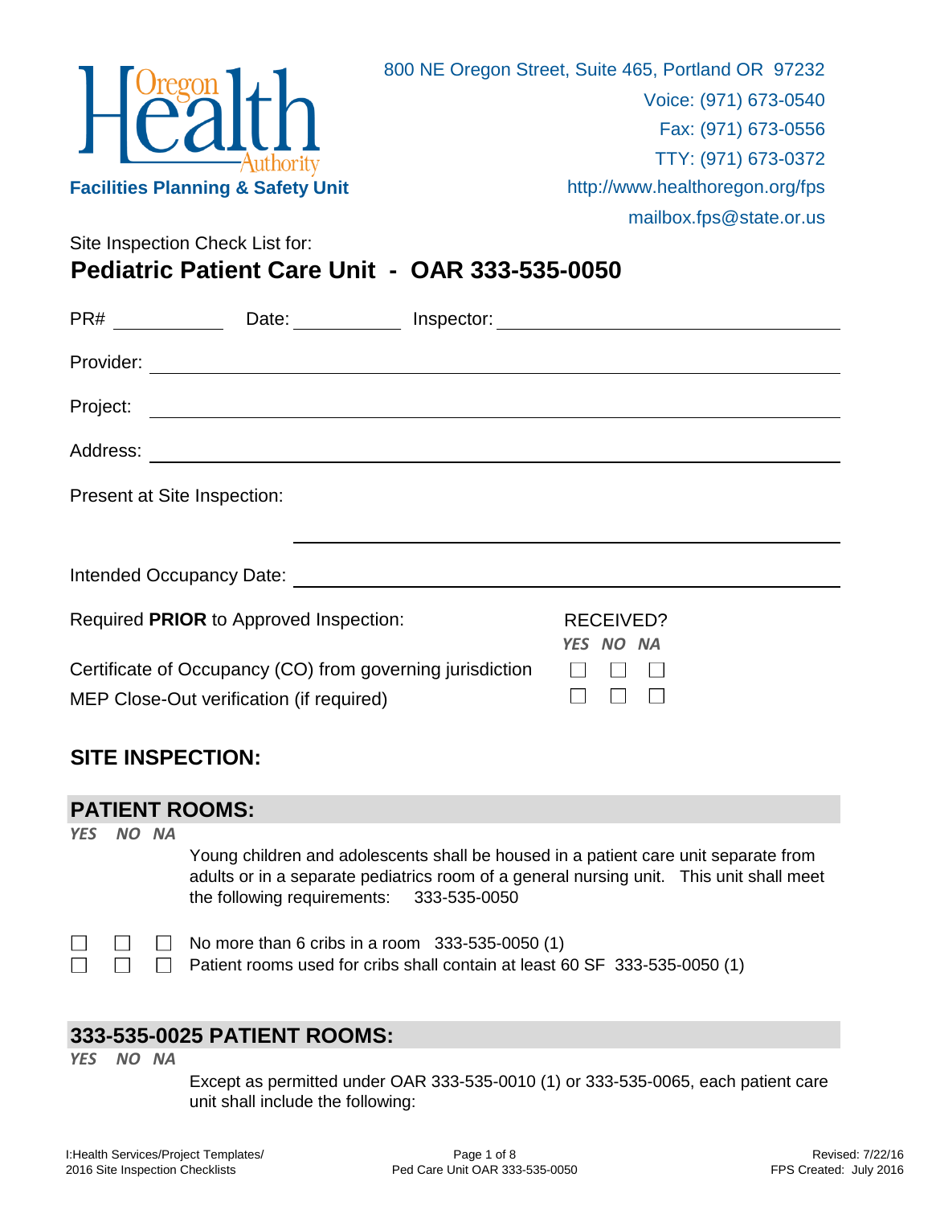Oregon Health Authority

**Facilities Planning & Safety Unit**

800 NE Oregon Street, Suite 465, Portland OR 97232
Voice: (971) 673-0540
Fax: (971) 673-0556
TTY: (971) 673-0372
http://www.healthoregon.org/fps
mailbox.fps@state.or.us

Site Inspection Check List for:

# Pediatric Patient Care Unit - OAR 333-535-0050

PR# ____________ Date: ____________ Inspector: ______________________________

Provider: ______________________________________________________________

Project: _______________________________________________________________

Address: _______________________________________________________________

Present at Site Inspection:

_______________________________________________________________

Intended Occupancy Date: _______________________________________________

| Required **PRIOR** to Approved Inspection: | RECEIVED? *YES* | *NO* | *NA* |
|---|---|---|---|
| Certificate of Occupancy (CO) from governing jurisdiction | ☐ | ☐ | ☐ |
| MEP Close-Out verification (if required) | ☐ | ☐ | ☐ |

## SITE INSPECTION:

## PATIENT ROOMS:

| *YES* | *NO* | *NA* | |
|---|---|---|---|
| | | | Young children and adolescents shall be housed in a patient care unit separate from adults or in a separate pediatrics room of a general nursing unit. This unit shall meet the following requirements: 333-535-0050 |
| ☐ | ☐ | ☐ | No more than 6 cribs in a room 333-535-0050 (1) |
| ☐ | ☐ | ☐ | Patient rooms used for cribs shall contain at least 60 SF 333-535-0050 (1) |

## 333-535-0025 PATIENT ROOMS:

| *YES* | *NO* | *NA* | |
|---|---|---|---|
| | | | Except as permitted under OAR 333-535-0010 (1) or 333-535-0065, each patient care unit shall include the following: |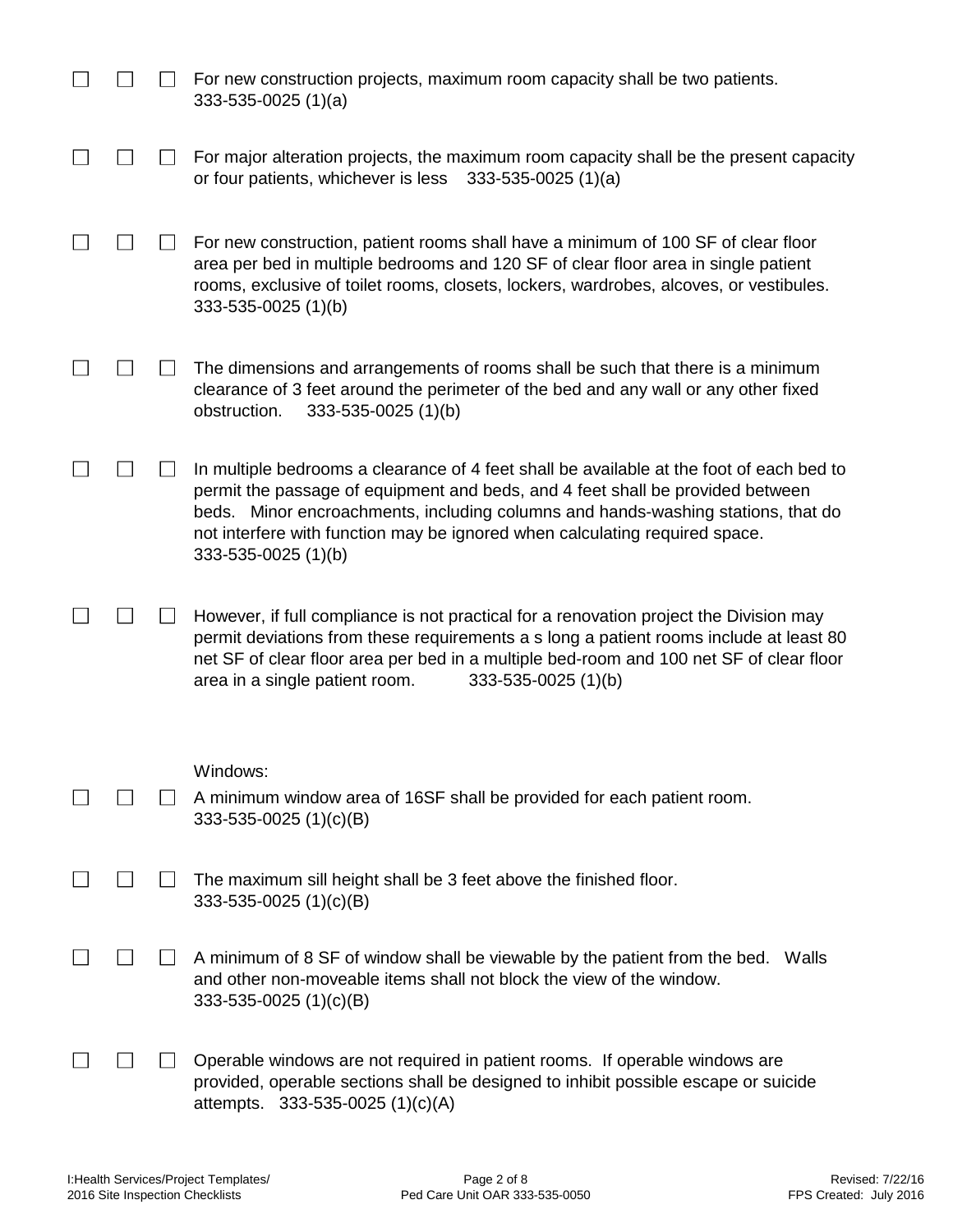| | | | |
|---|---|---|---|
| ☐ | ☐ | ☐ | For new construction projects, maximum room capacity shall be two patients. 333-535-0025 (1)(a) |
| ☐ | ☐ | ☐ | For major alteration projects, the maximum room capacity shall be the present capacity or four patients, whichever is less 333-535-0025 (1)(a) |
| ☐ | ☐ | ☐ | For new construction, patient rooms shall have a minimum of 100 SF of clear floor area per bed in multiple bedrooms and 120 SF of clear floor area in single patient rooms, exclusive of toilet rooms, closets, lockers, wardrobes, alcoves, or vestibules. 333-535-0025 (1)(b) |
| ☐ | ☐ | ☐ | The dimensions and arrangements of rooms shall be such that there is a minimum clearance of 3 feet around the perimeter of the bed and any wall or any other fixed obstruction. 333-535-0025 (1)(b) |
| ☐ | ☐ | ☐ | In multiple bedrooms a clearance of 4 feet shall be available at the foot of each bed to permit the passage of equipment and beds, and 4 feet shall be provided between beds. Minor encroachments, including columns and hands-washing stations, that do not interfere with function may be ignored when calculating required space. 333-535-0025 (1)(b) |
| ☐ | ☐ | ☐ | However, if full compliance is not practical for a renovation project the Division may permit deviations from these requirements a s long a patient rooms include at least 80 net SF of clear floor area per bed in a multiple bed-room and 100 net SF of clear floor area in a single patient room. 333-535-0025 (1)(b) |
| | | | Windows: |
| ☐ | ☐ | ☐ | A minimum window area of 16SF shall be provided for each patient room. 333-535-0025 (1)(c)(B) |
| ☐ | ☐ | ☐ | The maximum sill height shall be 3 feet above the finished floor. 333-535-0025 (1)(c)(B) |
| ☐ | ☐ | ☐ | A minimum of 8 SF of window shall be viewable by the patient from the bed. Walls and other non-moveable items shall not block the view of the window. 333-535-0025 (1)(c)(B) |
| ☐ | ☐ | ☐ | Operable windows are not required in patient rooms. If operable windows are provided, operable sections shall be designed to inhibit possible escape or suicide attempts. 333-535-0025 (1)(c)(A) |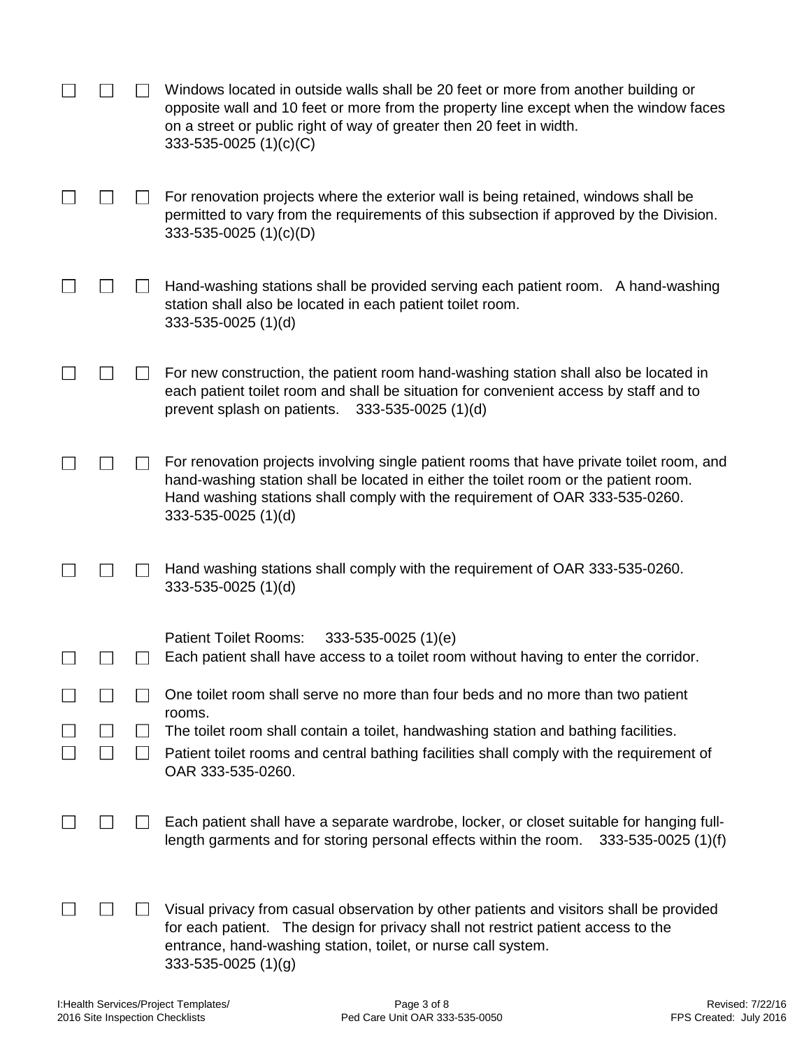- [ ] [ ] [ ] Windows located in outside walls shall be 20 feet or more from another building or opposite wall and 10 feet or more from the property line except when the window faces on a street or public right of way of greater then 20 feet in width.
333-535-0025 (1)(c)(C)

- [ ] [ ] [ ] For renovation projects where the exterior wall is being retained, windows shall be permitted to vary from the requirements of this subsection if approved by the Division.
333-535-0025 (1)(c)(D)

- [ ] [ ] [ ] Hand-washing stations shall be provided serving each patient room. A hand-washing station shall also be located in each patient toilet room.
333-535-0025 (1)(d)

- [ ] [ ] [ ] For new construction, the patient room hand-washing station shall also be located in each patient toilet room and shall be situation for convenient access by staff and to prevent splash on patients. 333-535-0025 (1)(d)

- [ ] [ ] [ ] For renovation projects involving single patient rooms that have private toilet room, and hand-washing station shall be located in either the toilet room or the patient room. Hand washing stations shall comply with the requirement of OAR 333-535-0260.
333-535-0025 (1)(d)

- [ ] [ ] [ ] Hand washing stations shall comply with the requirement of OAR 333-535-0260.
333-535-0025 (1)(d)

Patient Toilet Rooms: 333-535-0025 (1)(e)

- [ ] [ ] [ ] Each patient shall have access to a toilet room without having to enter the corridor.
- [ ] [ ] [ ] One toilet room shall serve no more than four beds and no more than two patient rooms.
- [ ] [ ] [ ] The toilet room shall contain a toilet, handwashing station and bathing facilities.
- [ ] [ ] [ ] Patient toilet rooms and central bathing facilities shall comply with the requirement of OAR 333-535-0260.

- [ ] [ ] [ ] Each patient shall have a separate wardrobe, locker, or closet suitable for hanging full-length garments and for storing personal effects within the room. 333-535-0025 (1)(f)

- [ ] [ ] [ ] Visual privacy from casual observation by other patients and visitors shall be provided for each patient. The design for privacy shall not restrict patient access to the entrance, hand-washing station, toilet, or nurse call system.
333-535-0025 (1)(g)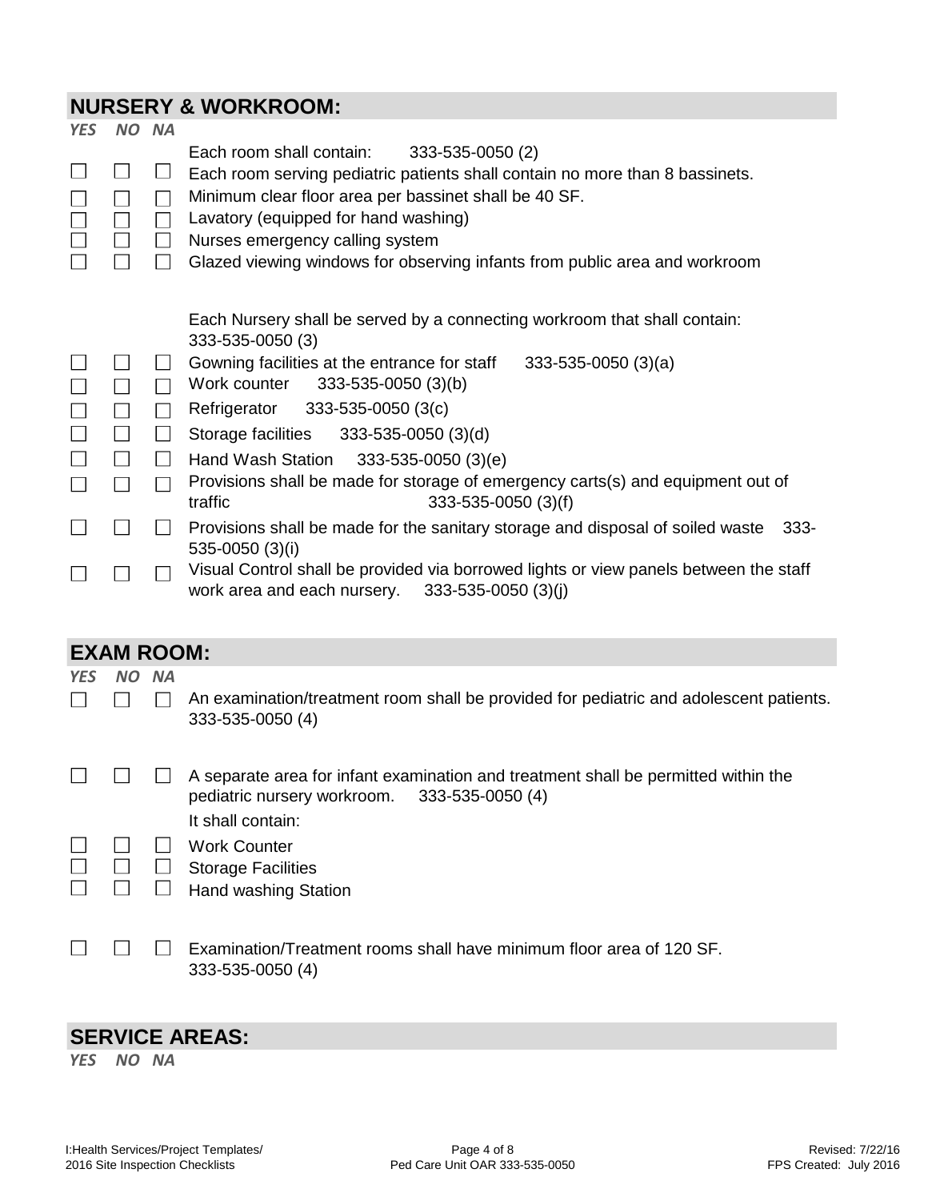## NURSERY & WORKROOM:

| YES | NO | NA | |
|---|---|---|---|
| | | | Each room shall contain: 333-535-0050 (2) |
| ☐ | ☐ | ☐ | Each room serving pediatric patients shall contain no more than 8 bassinets. |
| ☐ | ☐ | ☐ | Minimum clear floor area per bassinet shall be 40 SF. |
| ☐ | ☐ | ☐ | Lavatory (equipped for hand washing) |
| ☐ | ☐ | ☐ | Nurses emergency calling system |
| ☐ | ☐ | ☐ | Glazed viewing windows for observing infants from public area and workroom |
| | | | Each Nursery shall be served by a connecting workroom that shall contain: 333-535-0050 (3) |
| ☐ | ☐ | ☐ | Gowning facilities at the entrance for staff 333-535-0050 (3)(a) |
| ☐ | ☐ | ☐ | Work counter 333-535-0050 (3)(b) |
| ☐ | ☐ | ☐ | Refrigerator 333-535-0050 (3(c) |
| ☐ | ☐ | ☐ | Storage facilities 333-535-0050 (3)(d) |
| ☐ | ☐ | ☐ | Hand Wash Station 333-535-0050 (3)(e) |
| ☐ | ☐ | ☐ | Provisions shall be made for storage of emergency carts(s) and equipment out of traffic 333-535-0050 (3)(f) |
| ☐ | ☐ | ☐ | Provisions shall be made for the sanitary storage and disposal of soiled waste 333-535-0050 (3)(i) |
| ☐ | ☐ | ☐ | Visual Control shall be provided via borrowed lights or view panels between the staff work area and each nursery. 333-535-0050 (3)(j) |

## EXAM ROOM:

| YES | NO | NA | |
|---|---|---|---|
| ☐ | ☐ | ☐ | An examination/treatment room shall be provided for pediatric and adolescent patients. 333-535-0050 (4) |
| ☐ | ☐ | ☐ | A separate area for infant examination and treatment shall be permitted within the pediatric nursery workroom. 333-535-0050 (4)<br>It shall contain: |
| ☐ | ☐ | ☐ | Work Counter |
| ☐ | ☐ | ☐ | Storage Facilities |
| ☐ | ☐ | ☐ | Hand washing Station |
| ☐ | ☐ | ☐ | Examination/Treatment rooms shall have minimum floor area of 120 SF. 333-535-0050 (4) |

## SERVICE AREAS:

*YES NO NA*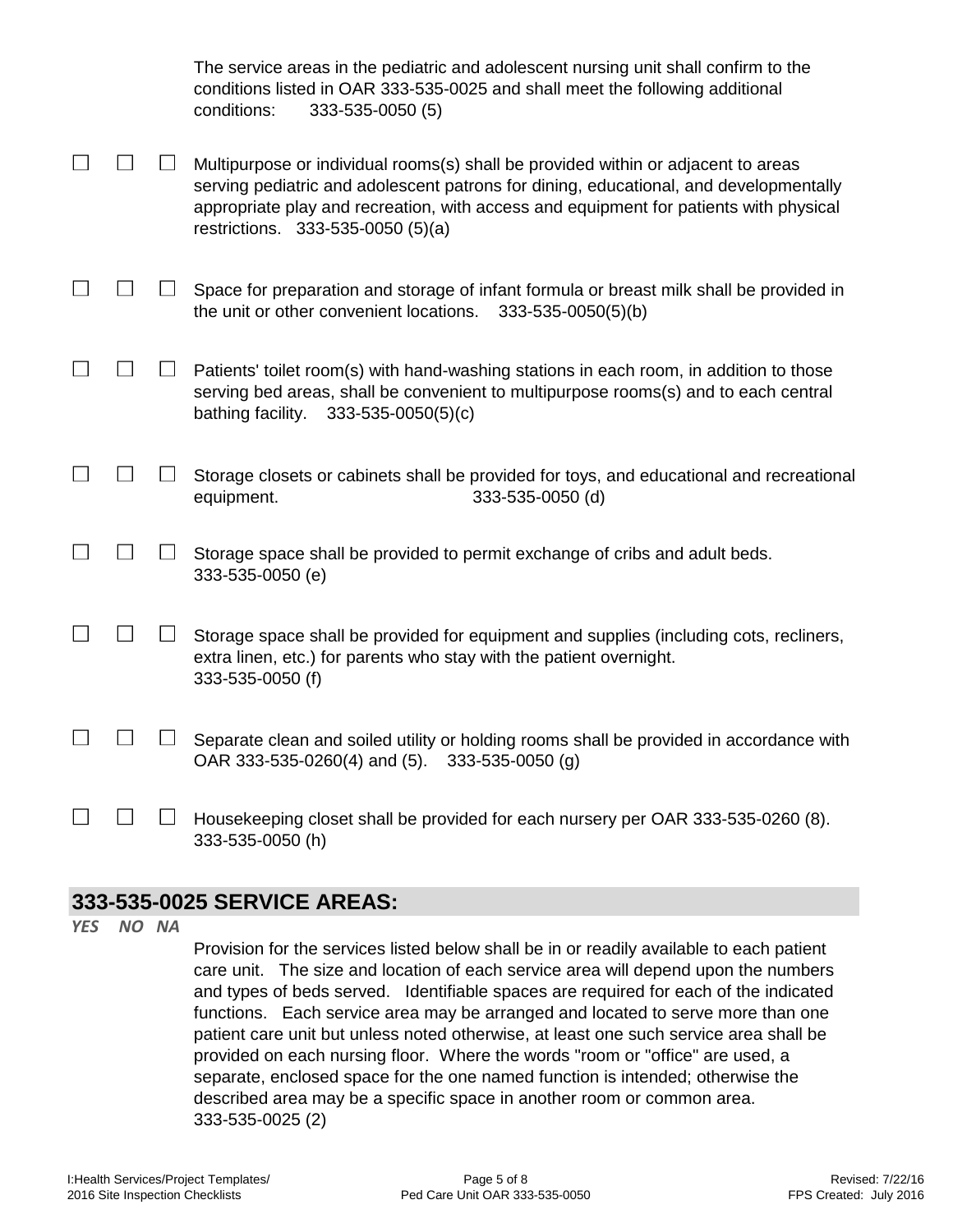The service areas in the pediatric and adolescent nursing unit shall confirm to the conditions listed in OAR 333-535-0025 and shall meet the following additional conditions: 333-535-0050 (5)

| YES | NO | NA | |
|---|---|---|---|
| ☐ | ☐ | ☐ | Multipurpose or individual rooms(s) shall be provided within or adjacent to areas serving pediatric and adolescent patrons for dining, educational, and developmentally appropriate play and recreation, with access and equipment for patients with physical restrictions. 333-535-0050 (5)(a) |
| ☐ | ☐ | ☐ | Space for preparation and storage of infant formula or breast milk shall be provided in the unit or other convenient locations. 333-535-0050(5)(b) |
| ☐ | ☐ | ☐ | Patients' toilet room(s) with hand-washing stations in each room, in addition to those serving bed areas, shall be convenient to multipurpose rooms(s) and to each central bathing facility. 333-535-0050(5)(c) |
| ☐ | ☐ | ☐ | Storage closets or cabinets shall be provided for toys, and educational and recreational equipment. 333-535-0050 (d) |
| ☐ | ☐ | ☐ | Storage space shall be provided to permit exchange of cribs and adult beds. 333-535-0050 (e) |
| ☐ | ☐ | ☐ | Storage space shall be provided for equipment and supplies (including cots, recliners, extra linen, etc.) for parents who stay with the patient overnight. 333-535-0050 (f) |
| ☐ | ☐ | ☐ | Separate clean and soiled utility or holding rooms shall be provided in accordance with OAR 333-535-0260(4) and (5). 333-535-0050 (g) |
| ☐ | ☐ | ☐ | Housekeeping closet shall be provided for each nursery per OAR 333-535-0260 (8). 333-535-0050 (h) |

## 333-535-0025 SERVICE AREAS:

*YES NO NA*

Provision for the services listed below shall be in or readily available to each patient care unit. The size and location of each service area will depend upon the numbers and types of beds served. Identifiable spaces are required for each of the indicated functions. Each service area may be arranged and located to serve more than one patient care unit but unless noted otherwise, at least one such service area shall be provided on each nursing floor. Where the words "room or "office" are used, a separate, enclosed space for the one named function is intended; otherwise the described area may be a specific space in another room or common area. 333-535-0025 (2)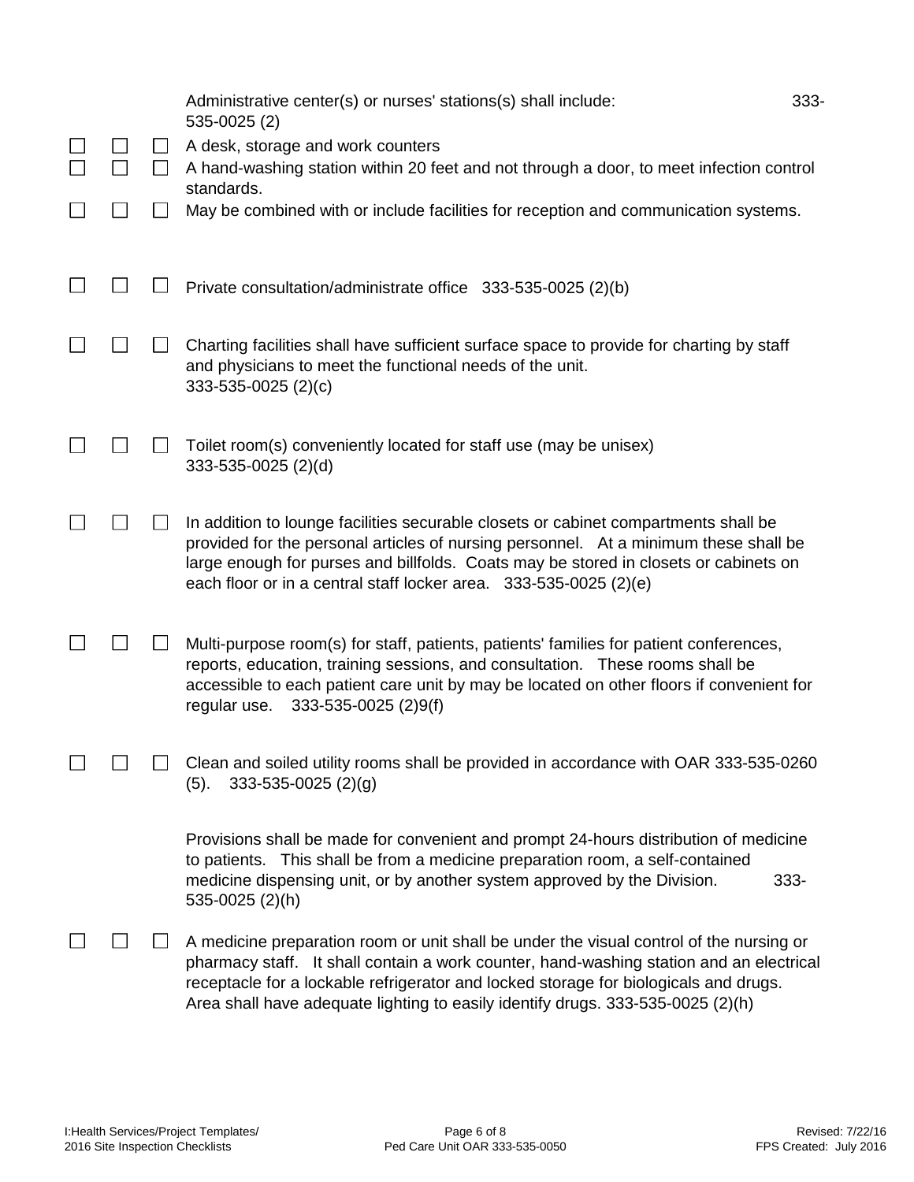Administrative center(s) or nurses' stations(s) shall include: 333-535-0025 (2)

- ☐ ☐ ☐ A desk, storage and work counters
- ☐ ☐ ☐ A hand-washing station within 20 feet and not through a door, to meet infection control standards.
- ☐ ☐ ☐ May be combined with or include facilities for reception and communication systems.

☐ ☐ ☐ Private consultation/administrate office 333-535-0025 (2)(b)

☐ ☐ ☐ Charting facilities shall have sufficient surface space to provide for charting by staff and physicians to meet the functional needs of the unit. 333-535-0025 (2)(c)

☐ ☐ ☐ Toilet room(s) conveniently located for staff use (may be unisex) 333-535-0025 (2)(d)

☐ ☐ ☐ In addition to lounge facilities securable closets or cabinet compartments shall be provided for the personal articles of nursing personnel. At a minimum these shall be large enough for purses and billfolds. Coats may be stored in closets or cabinets on each floor or in a central staff locker area. 333-535-0025 (2)(e)

☐ ☐ ☐ Multi-purpose room(s) for staff, patients, patients' families for patient conferences, reports, education, training sessions, and consultation. These rooms shall be accessible to each patient care unit by may be located on other floors if convenient for regular use. 333-535-0025 (2)9(f)

☐ ☐ ☐ Clean and soiled utility rooms shall be provided in accordance with OAR 333-535-0260 (5). 333-535-0025 (2)(g)

Provisions shall be made for convenient and prompt 24-hours distribution of medicine to patients. This shall be from a medicine preparation room, a self-contained medicine dispensing unit, or by another system approved by the Division. 333-535-0025 (2)(h)

☐ ☐ ☐ A medicine preparation room or unit shall be under the visual control of the nursing or pharmacy staff. It shall contain a work counter, hand-washing station and an electrical receptacle for a lockable refrigerator and locked storage for biologicals and drugs. Area shall have adequate lighting to easily identify drugs. 333-535-0025 (2)(h)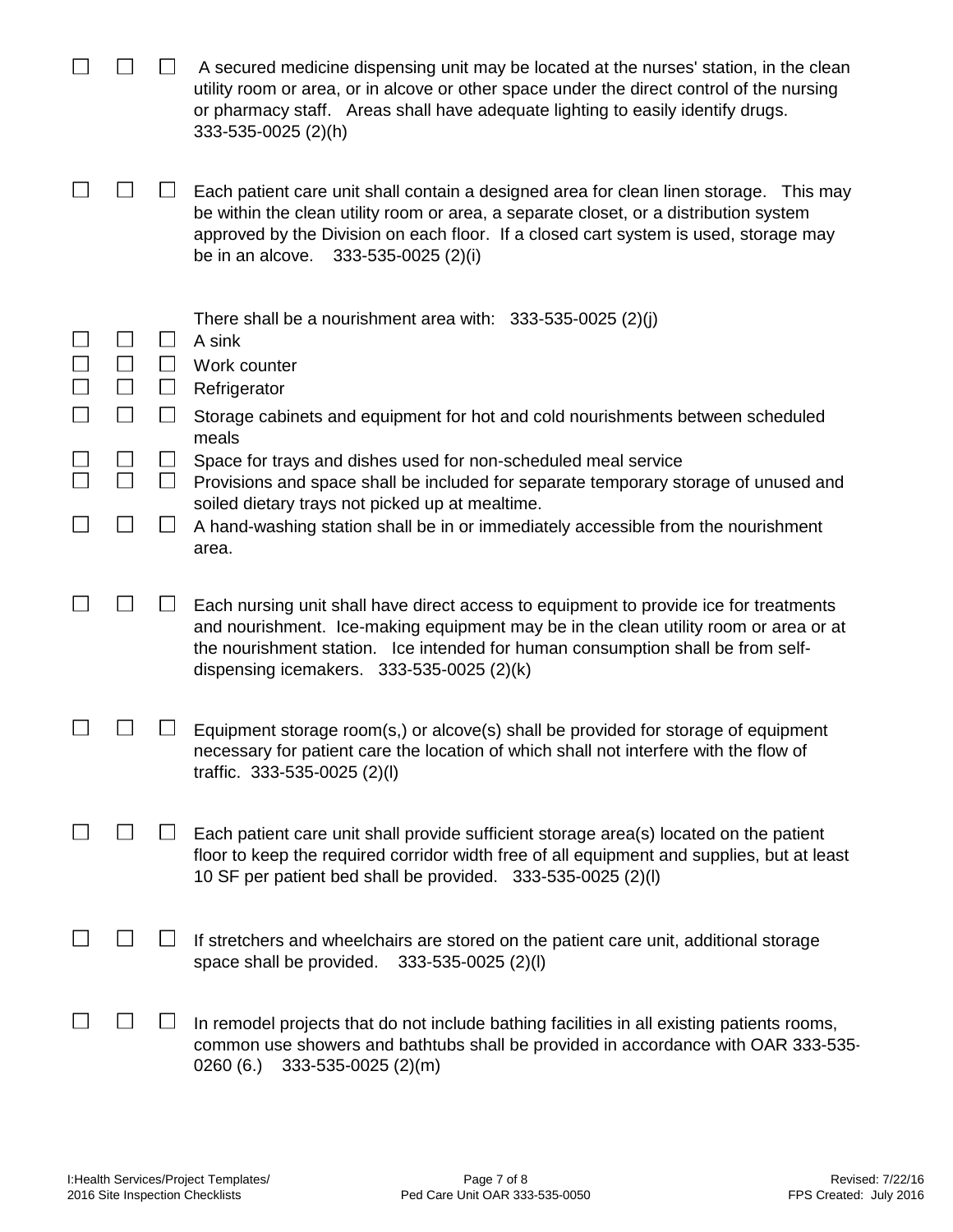| | | | |
|---|---|---|---|
| ☐ | ☐ | ☐ | A secured medicine dispensing unit may be located at the nurses' station, in the clean utility room or area, or in alcove or other space under the direct control of the nursing or pharmacy staff. Areas shall have adequate lighting to easily identify drugs. 333-535-0025 (2)(h) |
| ☐ | ☐ | ☐ | Each patient care unit shall contain a designed area for clean linen storage. This may be within the clean utility room or area, a separate closet, or a distribution system approved by the Division on each floor. If a closed cart system is used, storage may be in an alcove. 333-535-0025 (2)(i) |
| | | | There shall be a nourishment area with: 333-535-0025 (2)(j) |
| ☐ | ☐ | ☐ | A sink |
| ☐ | ☐ | ☐ | Work counter |
| ☐ | ☐ | ☐ | Refrigerator |
| ☐ | ☐ | ☐ | Storage cabinets and equipment for hot and cold nourishments between scheduled meals |
| ☐ | ☐ | ☐ | Space for trays and dishes used for non-scheduled meal service |
| ☐ | ☐ | ☐ | Provisions and space shall be included for separate temporary storage of unused and soiled dietary trays not picked up at mealtime. |
| ☐ | ☐ | ☐ | A hand-washing station shall be in or immediately accessible from the nourishment area. |
| ☐ | ☐ | ☐ | Each nursing unit shall have direct access to equipment to provide ice for treatments and nourishment. Ice-making equipment may be in the clean utility room or area or at the nourishment station. Ice intended for human consumption shall be from self-dispensing icemakers. 333-535-0025 (2)(k) |
| ☐ | ☐ | ☐ | Equipment storage room(s,) or alcove(s) shall be provided for storage of equipment necessary for patient care the location of which shall not interfere with the flow of traffic. 333-535-0025 (2)(l) |
| ☐ | ☐ | ☐ | Each patient care unit shall provide sufficient storage area(s) located on the patient floor to keep the required corridor width free of all equipment and supplies, but at least 10 SF per patient bed shall be provided. 333-535-0025 (2)(l) |
| ☐ | ☐ | ☐ | If stretchers and wheelchairs are stored on the patient care unit, additional storage space shall be provided. 333-535-0025 (2)(l) |
| ☐ | ☐ | ☐ | In remodel projects that do not include bathing facilities in all existing patients rooms, common use showers and bathtubs shall be provided in accordance with OAR 333-535-0260 (6.) 333-535-0025 (2)(m) |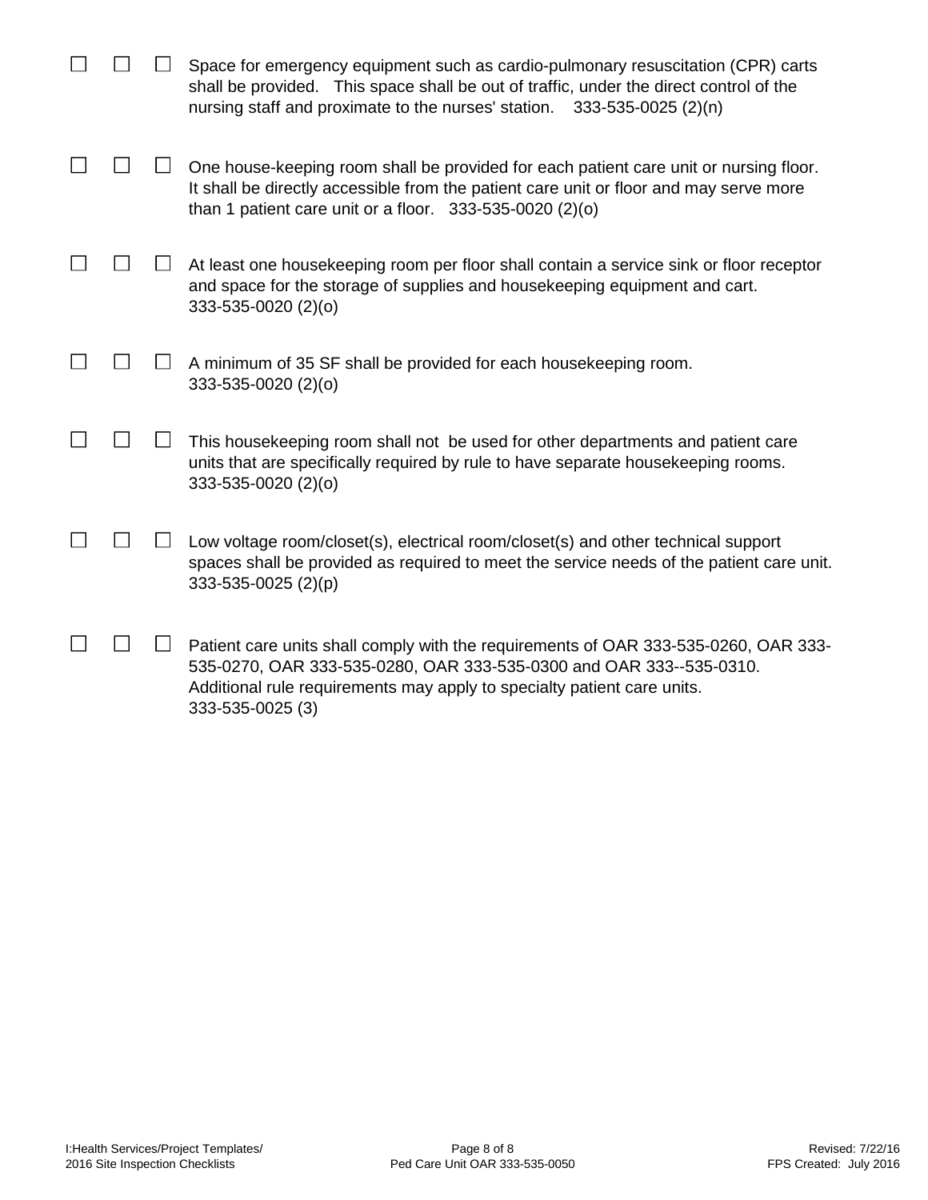☐ ☐ ☐ Space for emergency equipment such as cardio-pulmonary resuscitation (CPR) carts shall be provided. This space shall be out of traffic, under the direct control of the nursing staff and proximate to the nurses' station. 333-535-0025 (2)(n)

☐ ☐ ☐ One house-keeping room shall be provided for each patient care unit or nursing floor. It shall be directly accessible from the patient care unit or floor and may serve more than 1 patient care unit or a floor. 333-535-0020 (2)(o)

☐ ☐ ☐ At least one housekeeping room per floor shall contain a service sink or floor receptor and space for the storage of supplies and housekeeping equipment and cart. 333-535-0020 (2)(o)

☐ ☐ ☐ A minimum of 35 SF shall be provided for each housekeeping room. 333-535-0020 (2)(o)

☐ ☐ ☐ This housekeeping room shall not be used for other departments and patient care units that are specifically required by rule to have separate housekeeping rooms. 333-535-0020 (2)(o)

☐ ☐ ☐ Low voltage room/closet(s), electrical room/closet(s) and other technical support spaces shall be provided as required to meet the service needs of the patient care unit. 333-535-0025 (2)(p)

☐ ☐ ☐ Patient care units shall comply with the requirements of OAR 333-535-0260, OAR 333-535-0270, OAR 333-535-0280, OAR 333-535-0300 and OAR 333--535-0310. Additional rule requirements may apply to specialty patient care units. 333-535-0025 (3)